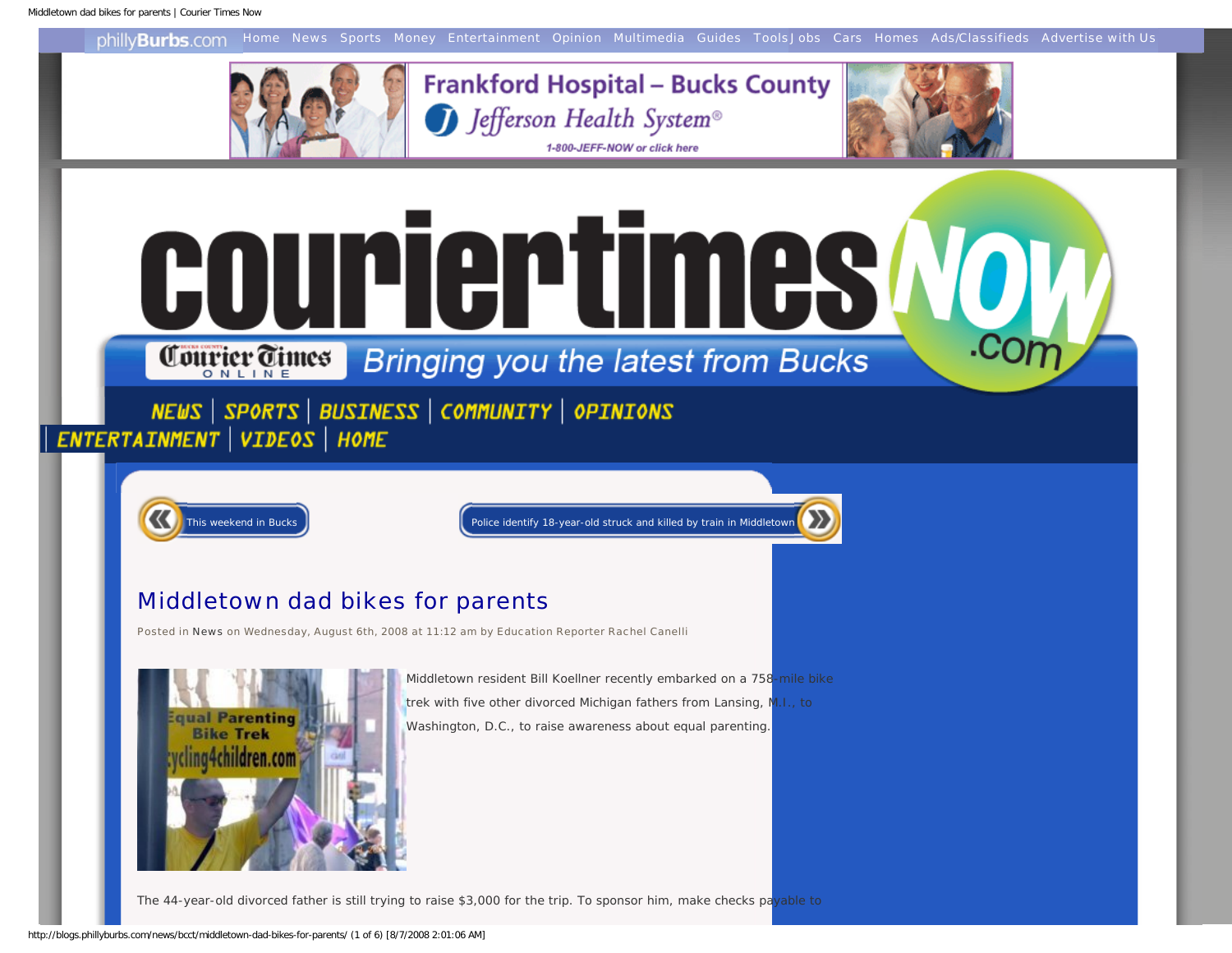phillyBurbs.com Home News Sports Money Entertainment Opinion Multimedia Guides Tools Jobs Cars Homes Ads/Classifieds Advertise with Us

Frankford Hospital – Bucks County
Jefferson Health System®
1-800-JEFF-NOW or click here

courier times NOW .com

Courier Times ONLINE Bringing you the latest from Bucks

NEWS | SPORTS | BUSINESS | COMMUNITY | OPINIONS | ENTERTAINMENT | VIDEOS | HOME

« This weekend in Bucks

Police identify 18-year-old struck and killed by train in Middletown »

# Middletown dad bikes for parents

Posted in News on Wednesday, August 6th, 2008 at 11:12 am by Education Reporter Rachel Canelli

Middletown resident Bill Koellner recently embarked on a 758-mile bike trek with five other divorced Michigan fathers from Lansing, M.I., to Washington, D.C., to raise awareness about equal parenting.

The 44-year-old divorced father is still trying to raise $3,000 for the trip. To sponsor him, make checks payable to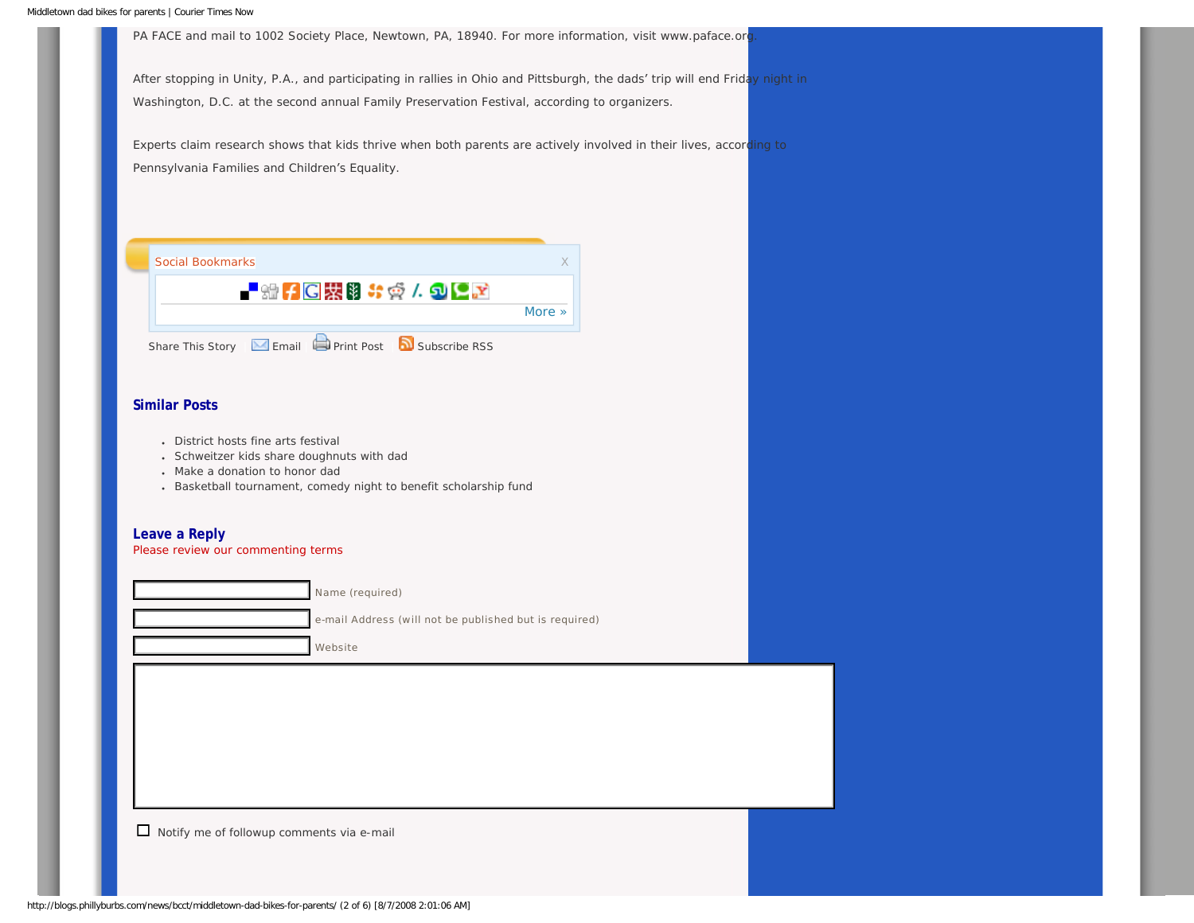PA FACE and mail to 1002 Society Place, Newtown, PA, 18940. For more information, visit www.paface.org.

After stopping in Unity, P.A., and participating in rallies in Ohio and Pittsburgh, the dads' trip will end Friday night in Washington, D.C. at the second annual Family Preservation Festival, according to organizers.

Experts claim research shows that kids thrive when both parents are actively involved in their lives, according to Pennsylvania Families and Children's Equality.

Social Bookmarks

More »

Share This Story Email Print Post Subscribe RSS

## Similar Posts

- District hosts fine arts festival
- Schweitzer kids share doughnuts with dad
- Make a donation to honor dad
- Basketball tournament, comedy night to benefit scholarship fund

## Leave a Reply

Please review our commenting terms

Name (required)

e-mail Address (will not be published but is required)

Website

Notify me of followup comments via e-mail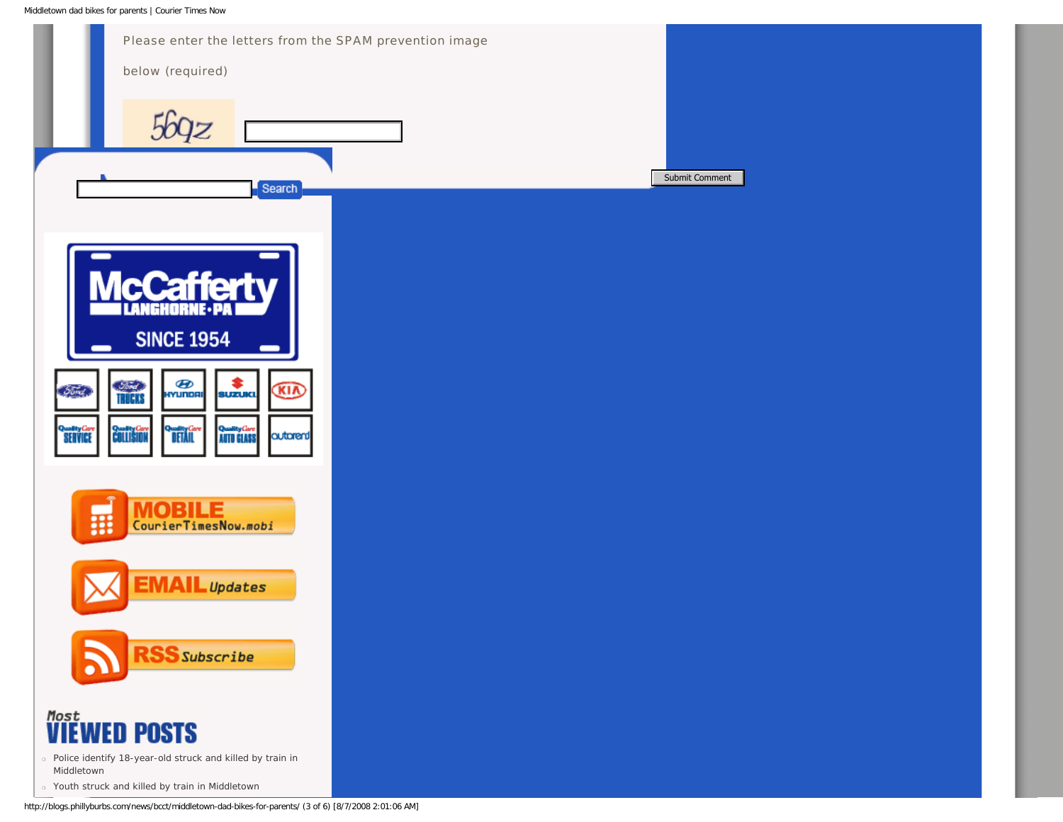Please enter the letters from the SPAM prevention image below (required)

Submit Comment

Search

Most

# VIEWED POSTS

- Police identify 18-year-old struck and killed by train in Middletown
- Youth struck and killed by train in Middletown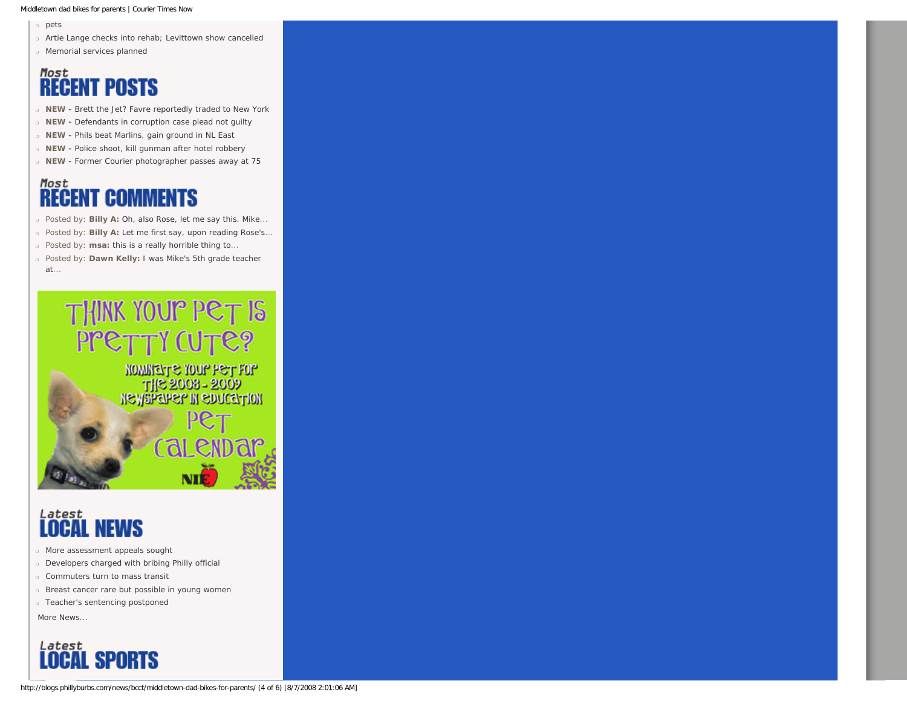- pets
- Artie Lange checks into rehab; Levittown show cancelled
- Memorial services planned

## Most RECENT POSTS

- **NEW -** Brett the Jet? Favre reportedly traded to New York
- **NEW -** Defendants in corruption case plead not guilty
- **NEW -** Phils beat Marlins, gain ground in NL East
- **NEW -** Police shoot, kill gunman after hotel robbery
- **NEW -** Former Courier photographer passes away at 75

## Most RECENT COMMENTS

- Posted by: **Billy A:** Oh, also Rose, let me say this. Mike...
- Posted by: **Billy A:** Let me first say, upon reading Rose's...
- Posted by: **msa:** this is a really horrible thing to...
- Posted by: **Dawn Kelly:** I was Mike's 5th grade teacher at...

THINK YOUR PET IS PRETTY CUTE? NOMINATE YOUR PET FOR THE 2008 - 2009 NEWSPAPER IN EDUCATION PET CALENDAR NIE

## Latest LOCAL NEWS

- More assessment appeals sought
- Developers charged with bribing Philly official
- Commuters turn to mass transit
- Breast cancer rare but possible in young women
- Teacher's sentencing postponed

More News...

## Latest LOCAL SPORTS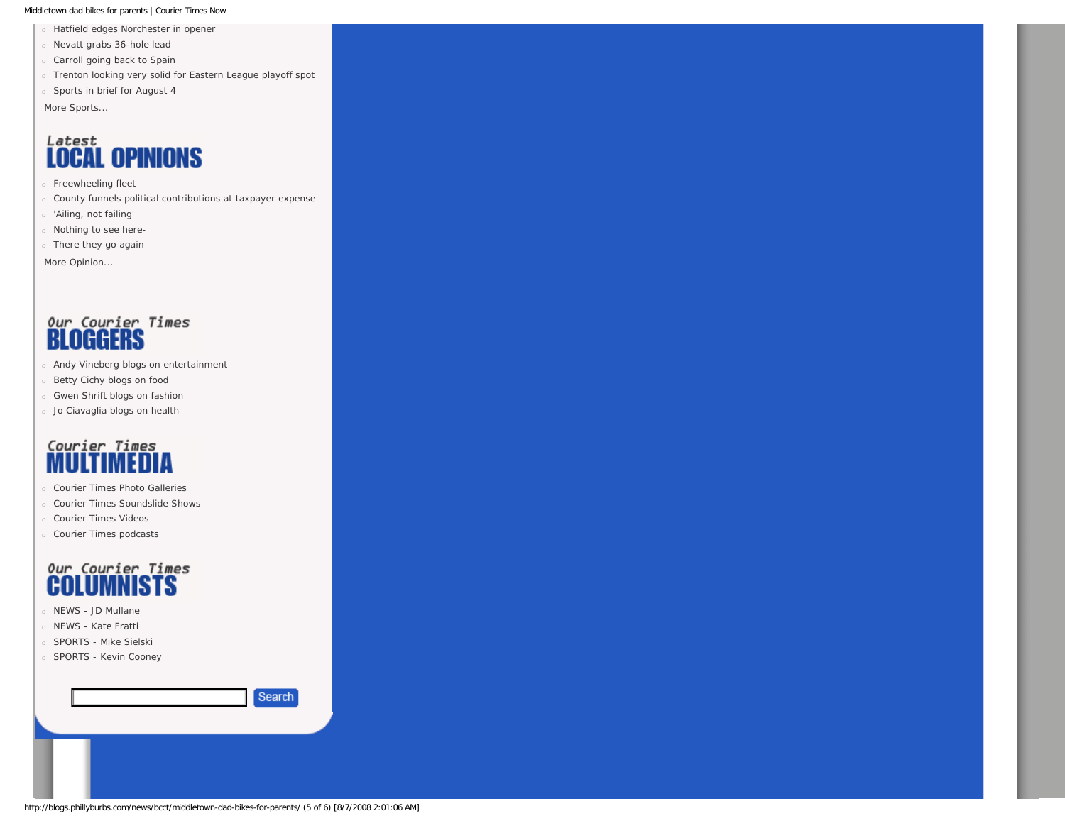- Hatfield edges Norchester in opener
- Nevatt grabs 36-hole lead
- Carroll going back to Spain
- Trenton looking very solid for Eastern League playoff spot
- Sports in brief for August 4

More Sports...

## Latest LOCAL OPINIONS

- Freewheeling fleet
- County funnels political contributions at taxpayer expense
- 'Ailing, not failing'
- Nothing to see here-
- There they go again

More Opinion...

## Our Courier Times BLOGGERS

- Andy Vineberg blogs on entertainment
- Betty Cichy blogs on food
- Gwen Shrift blogs on fashion
- Jo Ciavaglia blogs on health

## Courier Times MULTIMEDIA

- Courier Times Photo Galleries
- Courier Times Soundslide Shows
- Courier Times Videos
- Courier Times podcasts

## Our Courier Times COLUMNISTS

- NEWS - JD Mullane
- NEWS - Kate Fratti
- SPORTS - Mike Sielski
- SPORTS - Kevin Cooney

Search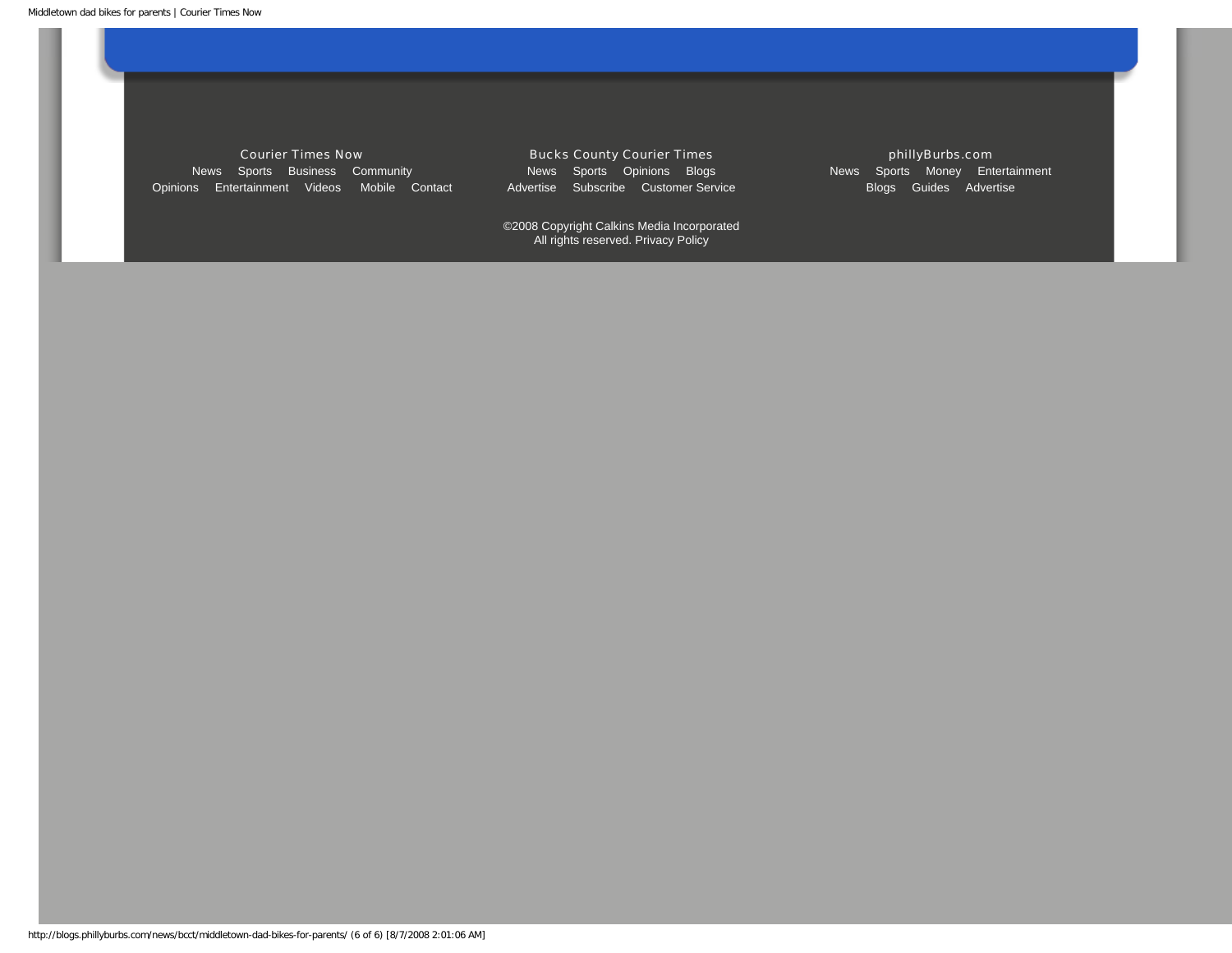Courier Times Now

News Sports Business Community
Opinions Entertainment Videos Mobile Contact

Bucks County Courier Times

News Sports Opinions Blogs
Advertise Subscribe Customer Service

phillyBurbs.com

News Sports Money Entertainment
Blogs Guides Advertise

©2008 Copyright Calkins Media Incorporated
All rights reserved. Privacy Policy